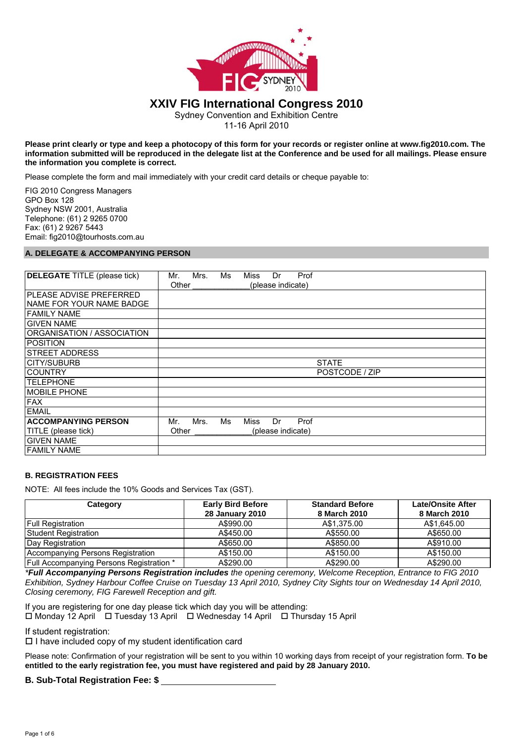# XXIV FIG International Congress 2010

Sydney Convention and Exhibition Centre
11-16 April 2010

**Please print clearly or type and keep a photocopy of this form for your records or register online at www.fig2010.com. The information submitted will be reproduced in the delegate list at the Conference and be used for all mailings. Please ensure the information you complete is correct.**

Please complete the form and mail immediately with your credit card details or cheque payable to:

FIG 2010 Congress Managers
GPO Box 128
Sydney NSW 2001, Australia
Telephone: (61) 2 9265 0700
Fax: (61) 2 9267 5443
Email: fig2010@tourhosts.com.au

## A. DELEGATE & ACCOMPANYING PERSON

| | |
|---|---|
| **DELEGATE** TITLE (please tick) | Mr. Mrs. Ms Miss Dr Prof<br>Other _____________(please indicate) |
| PLEASE ADVISE PREFERRED NAME FOR YOUR NAME BADGE | |
| FAMILY NAME | |
| GIVEN NAME | |
| ORGANISATION / ASSOCIATION | |
| POSITION | |
| STREET ADDRESS | |
| CITY/SUBURB | STATE |
| COUNTRY | POSTCODE / ZIP |
| TELEPHONE | |
| MOBILE PHONE | |
| FAX | |
| EMAIL | |
| **ACCOMPANYING PERSON** TITLE (please tick) | Mr. Mrs. Ms Miss Dr Prof<br>Other _____________(please indicate) |
| GIVEN NAME | |
| FAMILY NAME | |

## B. REGISTRATION FEES

NOTE: All fees include the 10% Goods and Services Tax (GST).

| Category | Early Bird Before 28 January 2010 | Standard Before 8 March 2010 | Late/Onsite After 8 March 2010 |
|---|---|---|---|
| Full Registration | A$990.00 | A$1,375.00 | A$1,645.00 |
| Student Registration | A$450.00 | A$550.00 | A$650.00 |
| Day Registration | A$650.00 | A$850.00 | A$910.00 |
| Accompanying Persons Registration | A$150.00 | A$150.00 | A$150.00 |
| Full Accompanying Persons Registration * | A$290.00 | A$290.00 | A$290.00 |

*\*Full Accompanying Persons Registration includes* *the opening ceremony, Welcome Reception, Entrance to FIG 2010 Exhibition, Sydney Harbour Coffee Cruise on Tuesday 13 April 2010, Sydney City Sights tour on Wednesday 14 April 2010, Closing ceremony, FIG Farewell Reception and gift.*

If you are registering for one day please tick which day you will be attending:
☐ Monday 12 April ☐ Tuesday 13 April ☐ Wednesday 14 April ☐ Thursday 15 April

If student registration:
☐ I have included copy of my student identification card

Please note: Confirmation of your registration will be sent to you within 10 working days from receipt of your registration form. **To be entitled to the early registration fee, you must have registered and paid by 28 January 2010.**

**B. Sub-Total Registration Fee: $** ______________________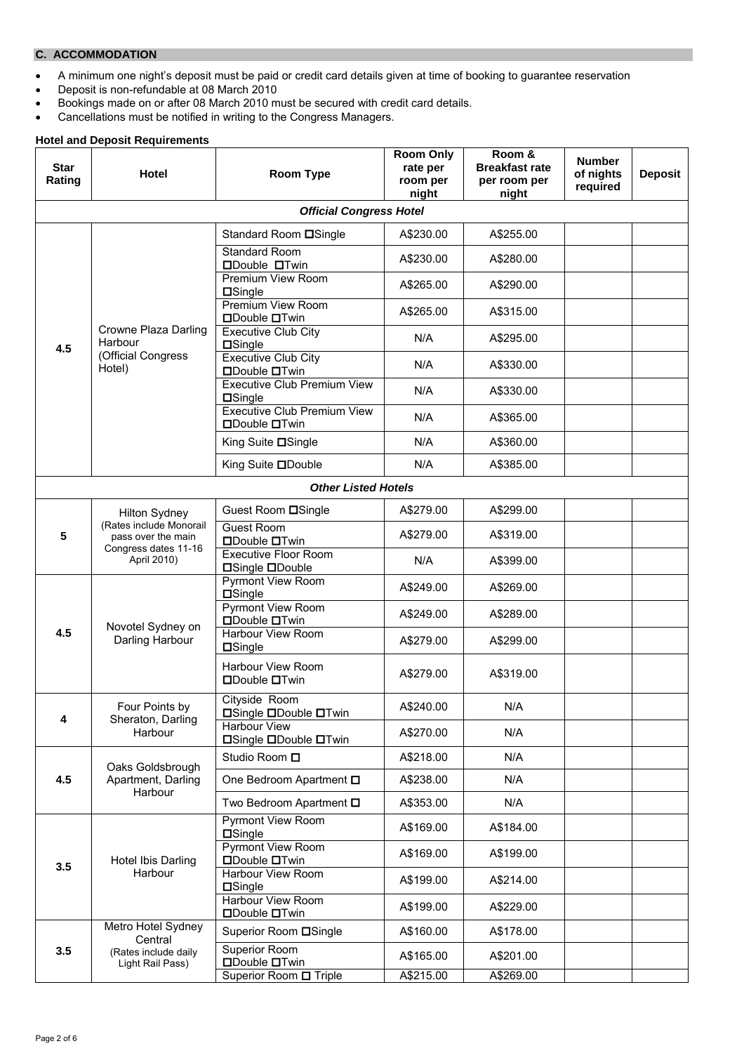## C. ACCOMMODATION

- A minimum one night's deposit must be paid or credit card details given at time of booking to guarantee reservation
- Deposit is non-refundable at 08 March 2010
- Bookings made on or after 08 March 2010 must be secured with credit card details.
- Cancellations must be notified in writing to the Congress Managers.

**Hotel and Deposit Requirements**

| Star Rating | Hotel | Room Type | Room Only rate per room per night | Room & Breakfast rate per room per night | Number of nights required | Deposit |
|---|---|---|---|---|---|---|
| ***Official Congress Hotel*** | | | | | | |
| 4.5 | Crowne Plaza Darling Harbour (Official Congress Hotel) | Standard Room ☐Single | A$230.00 | A$255.00 | | |
| | | Standard Room ☐Double ☐Twin | A$230.00 | A$280.00 | | |
| | | Premium View Room ☐Single | A$265.00 | A$290.00 | | |
| | | Premium View Room ☐Double ☐Twin | A$265.00 | A$315.00 | | |
| | | Executive Club City ☐Single | N/A | A$295.00 | | |
| | | Executive Club City ☐Double ☐Twin | N/A | A$330.00 | | |
| | | Executive Club Premium View ☐Single | N/A | A$330.00 | | |
| | | Executive Club Premium View ☐Double ☐Twin | N/A | A$365.00 | | |
| | | King Suite ☐Single | N/A | A$360.00 | | |
| | | King Suite ☐Double | N/A | A$385.00 | | |
| ***Other Listed Hotels*** | | | | | | |
| 5 | Hilton Sydney (Rates include Monorail pass over the main Congress dates 11-16 April 2010) | Guest Room ☐Single | A$279.00 | A$299.00 | | |
| | | Guest Room ☐Double ☐Twin | A$279.00 | A$319.00 | | |
| | | Executive Floor Room ☐Single ☐Double | N/A | A$399.00 | | |
| 4.5 | Novotel Sydney on Darling Harbour | Pyrmont View Room ☐Single | A$249.00 | A$269.00 | | |
| | | Pyrmont View Room ☐Double ☐Twin | A$249.00 | A$289.00 | | |
| | | Harbour View Room ☐Single | A$279.00 | A$299.00 | | |
| | | Harbour View Room ☐Double ☐Twin | A$279.00 | A$319.00 | | |
| 4 | Four Points by Sheraton, Darling Harbour | Cityside Room ☐Single ☐Double ☐Twin | A$240.00 | N/A | | |
| | | Harbour View ☐Single ☐Double ☐Twin | A$270.00 | N/A | | |
| 4.5 | Oaks Goldsbrough Apartment, Darling Harbour | Studio Room ☐ | A$218.00 | N/A | | |
| | | One Bedroom Apartment ☐ | A$238.00 | N/A | | |
| | | Two Bedroom Apartment ☐ | A$353.00 | N/A | | |
| 3.5 | Hotel Ibis Darling Harbour | Pyrmont View Room ☐Single | A$169.00 | A$184.00 | | |
| | | Pyrmont View Room ☐Double ☐Twin | A$169.00 | A$199.00 | | |
| | | Harbour View Room ☐Single | A$199.00 | A$214.00 | | |
| | | Harbour View Room ☐Double ☐Twin | A$199.00 | A$229.00 | | |
| 3.5 | Metro Hotel Sydney Central (Rates include daily Light Rail Pass) | Superior Room ☐Single | A$160.00 | A$178.00 | | |
| | | Superior Room ☐Double ☐Twin | A$165.00 | A$201.00 | | |
| | | Superior Room ☐ Triple | A$215.00 | A$269.00 | | |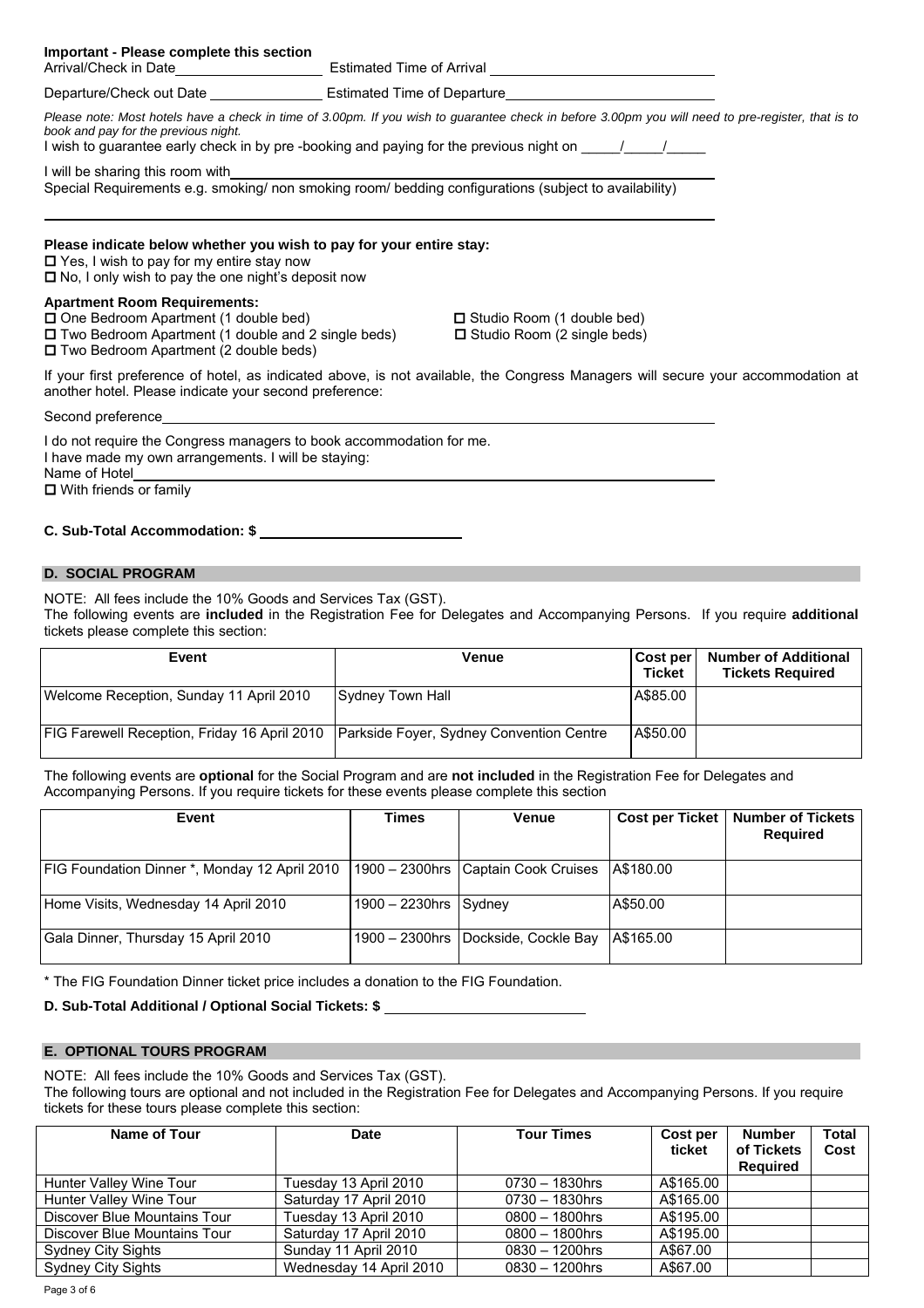**Important - Please complete this section**

Arrival/Check in Date\_\_\_\_\_\_\_\_\_\_\_\_\_\_\_\_\_\_ Estimated Time of Arrival \_\_\_\_\_\_\_\_\_\_\_\_\_\_\_\_\_\_\_\_\_\_\_\_\_\_\_\_

Departure/Check out Date \_\_\_\_\_\_\_\_\_\_\_\_\_\_ Estimated Time of Departure\_\_\_\_\_\_\_\_\_\_\_\_\_\_\_\_\_\_\_\_\_\_\_\_\_\_\_

*Please note: Most hotels have a check in time of 3.00pm. If you wish to guarantee check in before 3.00pm you will need to pre-register, that is to book and pay for the previous night.*

I wish to guarantee early check in by pre -booking and paying for the previous night on \_\_\_\_\_/\_\_\_\_\_/\_\_\_\_\_

I will be sharing this room with\_\_\_\_\_\_\_\_\_\_\_\_\_\_\_\_\_\_\_\_\_\_\_\_\_\_\_\_\_\_\_\_\_\_\_\_\_\_\_\_\_\_\_\_\_\_\_\_\_\_\_\_\_\_\_\_\_\_\_\_\_\_

Special Requirements e.g. smoking/ non smoking room/ bedding configurations (subject to availability)

\_\_\_\_\_\_\_\_\_\_\_\_\_\_\_\_\_\_\_\_\_\_\_\_\_\_\_\_\_\_\_\_\_\_\_\_\_\_\_\_\_\_\_\_\_\_\_\_\_\_\_\_\_\_\_\_\_\_\_\_\_\_\_\_\_\_\_\_\_\_\_\_\_\_\_\_\_\_\_\_

**Please indicate below whether you wish to pay for your entire stay:**

- ☐ Yes, I wish to pay for my entire stay now
- ☐ No, I only wish to pay the one night's deposit now

**Apartment Room Requirements:**

- ☐ One Bedroom Apartment (1 double bed)
- ☐ Two Bedroom Apartment (1 double and 2 single beds)
- ☐ Two Bedroom Apartment (2 double beds)
- ☐ Studio Room (1 double bed)
- ☐ Studio Room (2 single beds)

If your first preference of hotel, as indicated above, is not available, the Congress Managers will secure your accommodation at another hotel. Please indicate your second preference:

Second preference\_\_\_\_\_\_\_\_\_\_\_\_\_\_\_\_\_\_\_\_\_\_\_\_\_\_\_\_\_\_\_\_\_\_\_\_\_\_\_\_\_\_\_\_\_\_\_\_\_\_\_\_\_\_\_\_\_\_\_\_\_\_\_\_\_\_\_\_\_

I do not require the Congress managers to book accommodation for me.

I have made my own arrangements. I will be staying:

Name of Hotel\_\_\_\_\_\_\_\_\_\_\_\_\_\_\_\_\_\_\_\_\_\_\_\_\_\_\_\_\_\_\_\_\_\_\_\_\_\_\_\_\_\_\_\_\_\_\_\_\_\_\_\_\_\_\_\_\_\_\_\_\_\_\_\_\_\_\_\_\_\_\_

☐ With friends or family

**C. Sub-Total Accommodation: $ \_\_\_\_\_\_\_\_\_\_\_\_\_\_\_\_\_\_\_\_\_\_\_\_\_\_**

## D. SOCIAL PROGRAM

NOTE: All fees include the 10% Goods and Services Tax (GST).

The following events are **included** in the Registration Fee for Delegates and Accompanying Persons. If you require **additional** tickets please complete this section:

| Event | Venue | Cost per Ticket | Number of Additional Tickets Required |
|---|---|---|---|
| Welcome Reception, Sunday 11 April 2010 | Sydney Town Hall | A$85.00 | |
| FIG Farewell Reception, Friday 16 April 2010 | Parkside Foyer, Sydney Convention Centre | A$50.00 | |

The following events are **optional** for the Social Program and are **not included** in the Registration Fee for Delegates and Accompanying Persons. If you require tickets for these events please complete this section

| Event | Times | Venue | Cost per Ticket | Number of Tickets Required |
|---|---|---|---|---|
| FIG Foundation Dinner *, Monday 12 April 2010 | 1900 – 2300hrs | Captain Cook Cruises | A$180.00 | |
| Home Visits, Wednesday 14 April 2010 | 1900 – 2230hrs | Sydney | A$50.00 | |
| Gala Dinner, Thursday 15 April 2010 | 1900 – 2300hrs | Dockside, Cockle Bay | A$165.00 | |

* The FIG Foundation Dinner ticket price includes a donation to the FIG Foundation.

**D. Sub-Total Additional / Optional Social Tickets: $ \_\_\_\_\_\_\_\_\_\_\_\_\_\_\_\_\_\_\_\_\_\_\_\_\_**

## E. OPTIONAL TOURS PROGRAM

NOTE: All fees include the 10% Goods and Services Tax (GST).

The following tours are optional and not included in the Registration Fee for Delegates and Accompanying Persons. If you require tickets for these tours please complete this section:

| Name of Tour | Date | Tour Times | Cost per ticket | Number of Tickets Required | Total Cost |
|---|---|---|---|---|---|
| Hunter Valley Wine Tour | Tuesday 13 April 2010 | 0730 – 1830hrs | A$165.00 | | |
| Hunter Valley Wine Tour | Saturday 17 April 2010 | 0730 – 1830hrs | A$165.00 | | |
| Discover Blue Mountains Tour | Tuesday 13 April 2010 | 0800 – 1800hrs | A$195.00 | | |
| Discover Blue Mountains Tour | Saturday 17 April 2010 | 0800 – 1800hrs | A$195.00 | | |
| Sydney City Sights | Sunday 11 April 2010 | 0830 – 1200hrs | A$67.00 | | |
| Sydney City Sights | Wednesday 14 April 2010 | 0830 – 1200hrs | A$67.00 | | |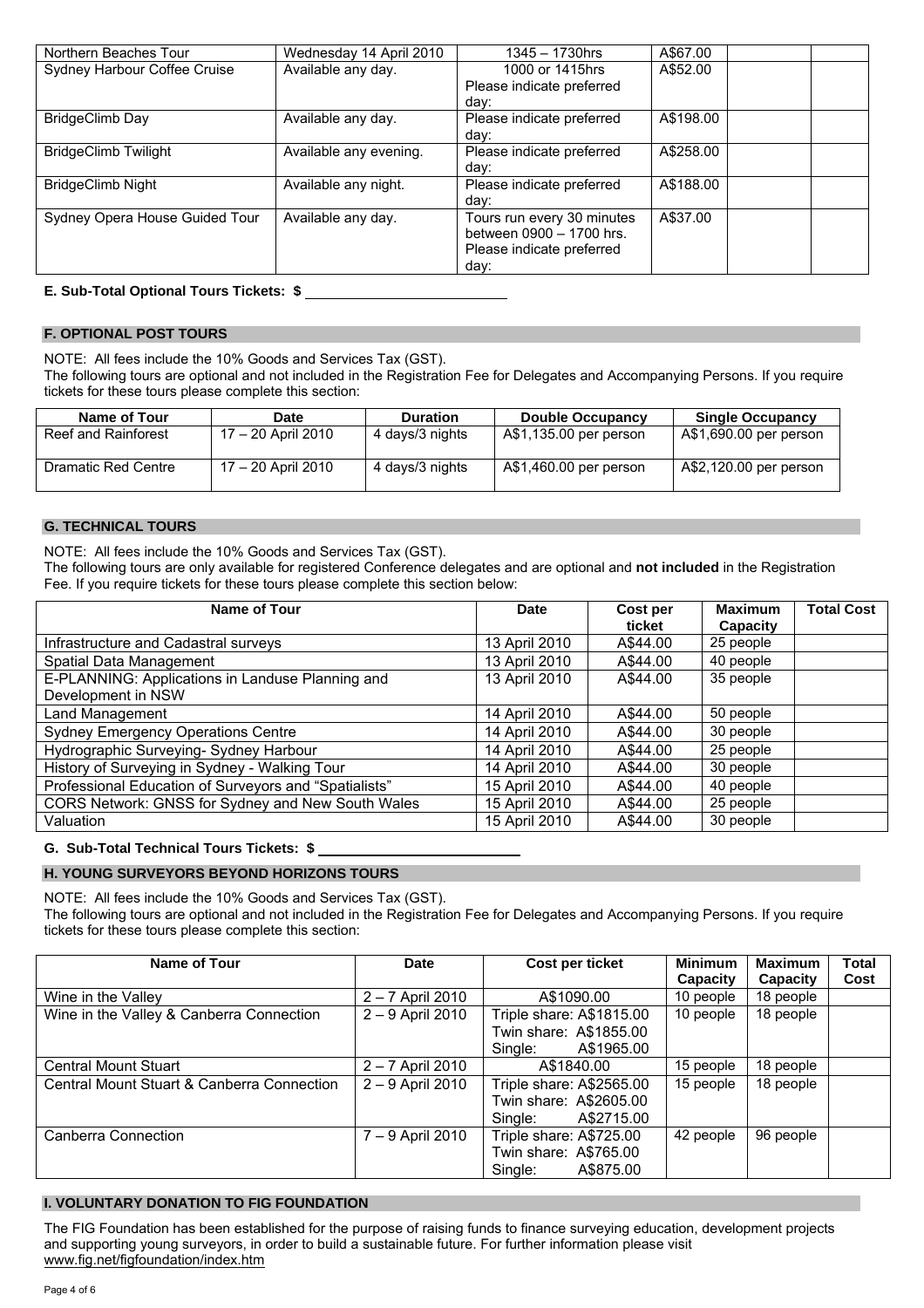| Northern Beaches Tour | Wednesday 14 April 2010 | 1345 – 1730hrs | A$67.00 | | |
|---|---|---|---|---|---|
| Sydney Harbour Coffee Cruise | Available any day. | 1000 or 1415hrs Please indicate preferred day: | A$52.00 | | |
| BridgeClimb Day | Available any day. | Please indicate preferred day: | A$198.00 | | |
| BridgeClimb Twilight | Available any evening. | Please indicate preferred day: | A$258.00 | | |
| BridgeClimb Night | Available any night. | Please indicate preferred day: | A$188.00 | | |
| Sydney Opera House Guided Tour | Available any day. | Tours run every 30 minutes between 0900 – 1700 hrs. Please indicate preferred day: | A$37.00 | | |

**E. Sub-Total Optional Tours Tickets: $** ____________________

## F. OPTIONAL POST TOURS

NOTE: All fees include the 10% Goods and Services Tax (GST).
The following tours are optional and not included in the Registration Fee for Delegates and Accompanying Persons. If you require tickets for these tours please complete this section:

| Name of Tour | Date | Duration | Double Occupancy | Single Occupancy |
|---|---|---|---|---|
| Reef and Rainforest | 17 – 20 April 2010 | 4 days/3 nights | A$1,135.00 per person | A$1,690.00 per person |
| Dramatic Red Centre | 17 – 20 April 2010 | 4 days/3 nights | A$1,460.00 per person | A$2,120.00 per person |

## G. TECHNICAL TOURS

NOTE: All fees include the 10% Goods and Services Tax (GST).
The following tours are only available for registered Conference delegates and are optional and **not included** in the Registration Fee. If you require tickets for these tours please complete this section below:

| Name of Tour | Date | Cost per ticket | Maximum Capacity | Total Cost |
|---|---|---|---|---|
| Infrastructure and Cadastral surveys | 13 April 2010 | A$44.00 | 25 people | |
| Spatial Data Management | 13 April 2010 | A$44.00 | 40 people | |
| E-PLANNING: Applications in Landuse Planning and Development in NSW | 13 April 2010 | A$44.00 | 35 people | |
| Land Management | 14 April 2010 | A$44.00 | 50 people | |
| Sydney Emergency Operations Centre | 14 April 2010 | A$44.00 | 30 people | |
| Hydrographic Surveying- Sydney Harbour | 14 April 2010 | A$44.00 | 25 people | |
| History of Surveying in Sydney - Walking Tour | 14 April 2010 | A$44.00 | 30 people | |
| Professional Education of Surveyors and "Spatialists" | 15 April 2010 | A$44.00 | 40 people | |
| CORS Network: GNSS for Sydney and New South Wales | 15 April 2010 | A$44.00 | 25 people | |
| Valuation | 15 April 2010 | A$44.00 | 30 people | |

**G. Sub-Total Technical Tours Tickets: $** ____________________

## H. YOUNG SURVEYORS BEYOND HORIZONS TOURS

NOTE: All fees include the 10% Goods and Services Tax (GST).
The following tours are optional and not included in the Registration Fee for Delegates and Accompanying Persons. If you require tickets for these tours please complete this section:

| Name of Tour | Date | Cost per ticket | Minimum Capacity | Maximum Capacity | Total Cost |
|---|---|---|---|---|---|
| Wine in the Valley | 2 – 7 April 2010 | A$1090.00 | 10 people | 18 people | |
| Wine in the Valley & Canberra Connection | 2 – 9 April 2010 | Triple share: A$1815.00 Twin share: A$1855.00 Single: A$1965.00 | 10 people | 18 people | |
| Central Mount Stuart | 2 – 7 April 2010 | A$1840.00 | 15 people | 18 people | |
| Central Mount Stuart & Canberra Connection | 2 – 9 April 2010 | Triple share: A$2565.00 Twin share: A$2605.00 Single: A$2715.00 | 15 people | 18 people | |
| Canberra Connection | 7 – 9 April 2010 | Triple share: A$725.00 Twin share: A$765.00 Single: A$875.00 | 42 people | 96 people | |

## I. VOLUNTARY DONATION TO FIG FOUNDATION

The FIG Foundation has been established for the purpose of raising funds to finance surveying education, development projects and supporting young surveyors, in order to build a sustainable future. For further information please visit www.fig.net/figfoundation/index.htm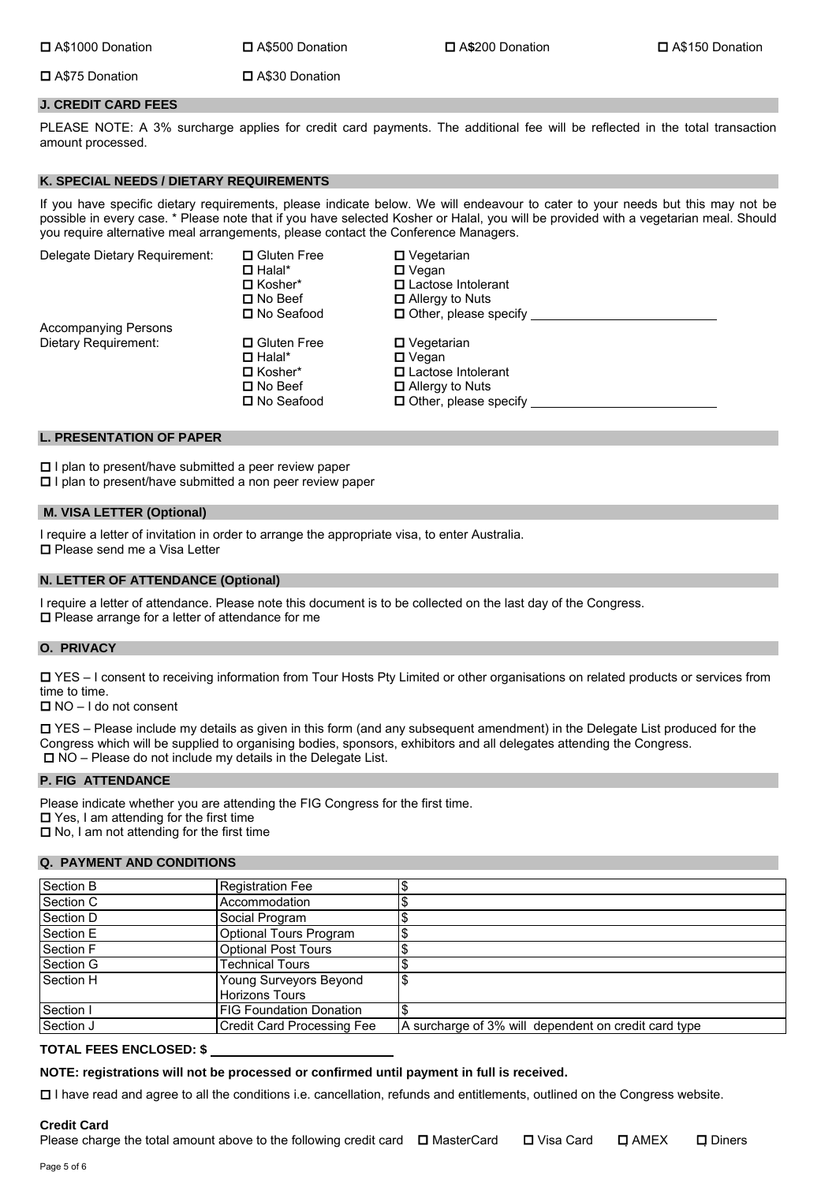☐ A$1000 Donation ☐ A$500 Donation ☐ A$200 Donation ☐ A$150 Donation

☐ A$75 Donation ☐ A$30 Donation

## J. CREDIT CARD FEES

PLEASE NOTE: A 3% surcharge applies for credit card payments. The additional fee will be reflected in the total transaction amount processed.

## K. SPECIAL NEEDS / DIETARY REQUIREMENTS

If you have specific dietary requirements, please indicate below. We will endeavour to cater to your needs but this may not be possible in every case. * Please note that if you have selected Kosher or Halal, you will be provided with a vegetarian meal. Should you require alternative meal arrangements, please contact the Conference Managers.

Delegate Dietary Requirement:

- ☐ Gluten Free
- ☐ Halal*
- ☐ Kosher*
- ☐ No Beef
- ☐ No Seafood
- ☐ Vegetarian
- ☐ Vegan
- ☐ Lactose Intolerant
- ☐ Allergy to Nuts
- ☐ Other, please specify ______________________

Accompanying Persons Dietary Requirement:

- ☐ Gluten Free
- ☐ Halal*
- ☐ Kosher*
- ☐ No Beef
- ☐ No Seafood
- ☐ Vegetarian
- ☐ Vegan
- ☐ Lactose Intolerant
- ☐ Allergy to Nuts
- ☐ Other, please specify ______________________

## L. PRESENTATION OF PAPER

☐ I plan to present/have submitted a peer review paper
☐ I plan to present/have submitted a non peer review paper

## M. VISA LETTER (Optional)

I require a letter of invitation in order to arrange the appropriate visa, to enter Australia.
☐ Please send me a Visa Letter

## N. LETTER OF ATTENDANCE (Optional)

I require a letter of attendance. Please note this document is to be collected on the last day of the Congress.
☐ Please arrange for a letter of attendance for me

## O. PRIVACY

☐ YES – I consent to receiving information from Tour Hosts Pty Limited or other organisations on related products or services from time to time.
☐ NO – I do not consent

☐ YES – Please include my details as given in this form (and any subsequent amendment) in the Delegate List produced for the Congress which will be supplied to organising bodies, sponsors, exhibitors and all delegates attending the Congress.
☐ NO – Please do not include my details in the Delegate List.

## P. FIG ATTENDANCE

Please indicate whether you are attending the FIG Congress for the first time.
☐ Yes, I am attending for the first time
☐ No, I am not attending for the first time

## Q. PAYMENT AND CONDITIONS

| | | |
|---|---|---|
| Section B | Registration Fee | $ |
| Section C | Accommodation | $ |
| Section D | Social Program | $ |
| Section E | Optional Tours Program | $ |
| Section F | Optional Post Tours | $ |
| Section G | Technical Tours | $ |
| Section H | Young Surveyors Beyond Horizons Tours | $ |
| Section I | FIG Foundation Donation | $ |
| Section J | Credit Card Processing Fee | A surcharge of 3% will dependent on credit card type |

**TOTAL FEES ENCLOSED: $** ______________________

**NOTE: registrations will not be processed or confirmed until payment in full is received.**

☐ I have read and agree to all the conditions i.e. cancellation, refunds and entitlements, outlined on the Congress website.

**Credit Card**

Please charge the total amount above to the following credit card ☐ MasterCard ☐ Visa Card ☐ AMEX ☐ Diners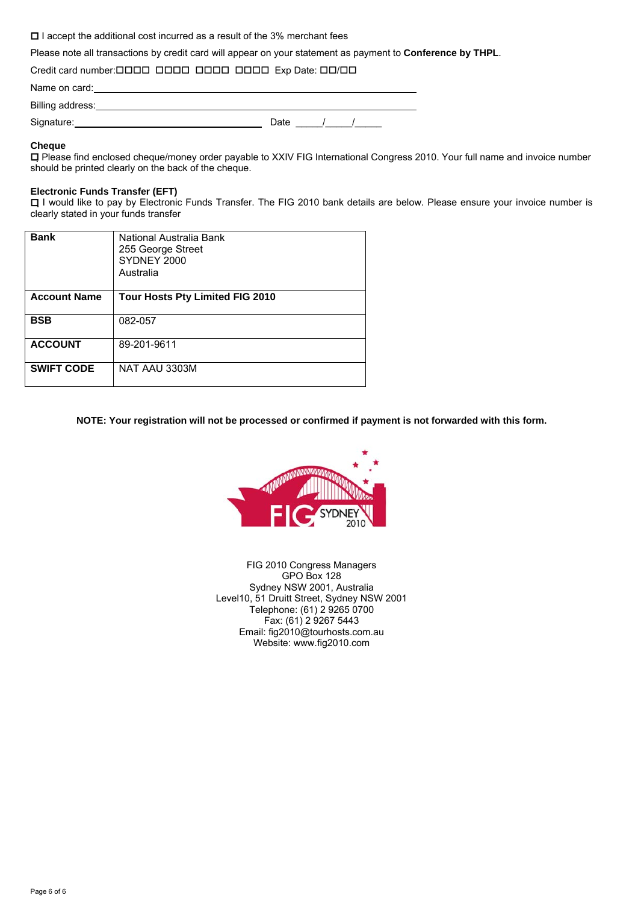☐ I accept the additional cost incurred as a result of the 3% merchant fees

Please note all transactions by credit card will appear on your statement as payment to **Conference by THPL**.

Credit card number: ☐☐☐☐ ☐☐☐☐ ☐☐☐☐ ☐☐☐☐ Exp Date: ☐☐/☐☐

Name on card: ______________________________________________

Billing address: ______________________________________________

Signature: ______________________________ Date _____/_____/_____

**Cheque**

☐ Please find enclosed cheque/money order payable to XXIV FIG International Congress 2010. Your full name and invoice number should be printed clearly on the back of the cheque.

**Electronic Funds Transfer (EFT)**

☐ I would like to pay by Electronic Funds Transfer. The FIG 2010 bank details are below. Please ensure your invoice number is clearly stated in your funds transfer

| | |
|---|---|
| **Bank** | National Australia Bank<br>255 George Street<br>SYDNEY 2000<br>Australia |
| **Account Name** | **Tour Hosts Pty Limited FIG 2010** |
| **BSB** | 082-057 |
| **ACCOUNT** | 89-201-9611 |
| **SWIFT CODE** | NAT AAU 3303M |

**NOTE: Your registration will not be processed or confirmed if payment is not forwarded with this form.**

FIG SYDNEY 2010

FIG 2010 Congress Managers
GPO Box 128
Sydney NSW 2001, Australia
Level10, 51 Druitt Street, Sydney NSW 2001
Telephone: (61) 2 9265 0700
Fax: (61) 2 9267 5443
Email: fig2010@tourhosts.com.au
Website: www.fig2010.com